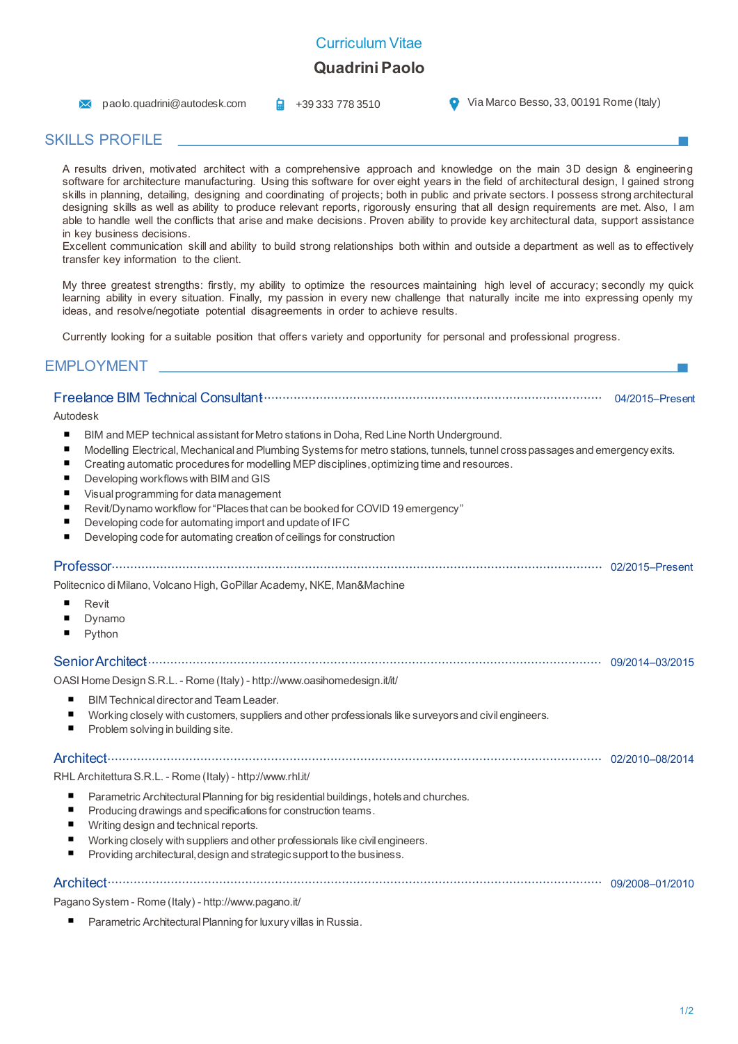# Curriculum Vitae

## Quadrini Paolo

paolo.quadrini@autodesk.com | +39 333 778 3510 | Via Marco Besso, 33, 00191 Rome (Italy)

## SKILLS PROFILE

A results driven, motivated architect with a comprehensive approach and knowledge on the main 3D design & engineering software for architecture manufacturing. Using this software for over eight years in the field of architectural design, I gained strong skills in planning, detailing, designing and coordinating of projects; both in public and private sectors. I possess strong architectural designing skills as well as ability to produce relevant reports, rigorously ensuring that all design requirements are met. Also, I am able to handle well the conflicts that arise and make decisions. Proven ability to provide key architectural data, support assistance in key business decisions.
Excellent communication skill and ability to build strong relationships both within and outside a department as well as to effectively transfer key information to the client.

My three greatest strengths: firstly, my ability to optimize the resources maintaining high level of accuracy; secondly my quick learning ability in every situation. Finally, my passion in every new challenge that naturally incite me into expressing openly my ideas, and resolve/negotiate potential disagreements in order to achieve results.

Currently looking for a suitable position that offers variety and opportunity for personal and professional progress.

## EMPLOYMENT

### Freelance BIM Technical Consultant — 04/2015–Present

Autodesk

- BIM and MEP technical assistant for Metro stations in Doha, Red Line North Underground.
- Modelling Electrical, Mechanical and Plumbing Systems for metro stations, tunnels, tunnel cross passages and emergency exits.
- Creating automatic procedures for modelling MEP disciplines, optimizing time and resources.
- Developing workflows with BIM and GIS
- Visual programming for data management
- Revit/Dynamo workflow for "Places that can be booked for COVID 19 emergency"
- Developing code for automating import and update of IFC
- Developing code for automating creation of ceilings for construction

### Professor — 02/2015–Present

Politecnico di Milano, Volcano High, GoPillar Academy, NKE, Man&Machine

- Revit
- Dynamo
- Python

### Senior Architect — 09/2014–03/2015

OASI Home Design S.R.L. - Rome (Italy) - http://www.oasihomedesign.it/it/

- BIM Technical director and Team Leader.
- Working closely with customers, suppliers and other professionals like surveyors and civil engineers.
- Problem solving in building site.

### Architect — 02/2010–08/2014

RHL Architettura S.R.L. - Rome (Italy) - http://www.rhl.it/

- Parametric Architectural Planning for big residential buildings, hotels and churches.
- Producing drawings and specifications for construction teams.
- Writing design and technical reports.
- Working closely with suppliers and other professionals like civil engineers.
- Providing architectural, design and strategic support to the business.

### Architect — 09/2008–01/2010

Pagano System - Rome (Italy) - http://www.pagano.it/

- Parametric Architectural Planning for luxury villas in Russia.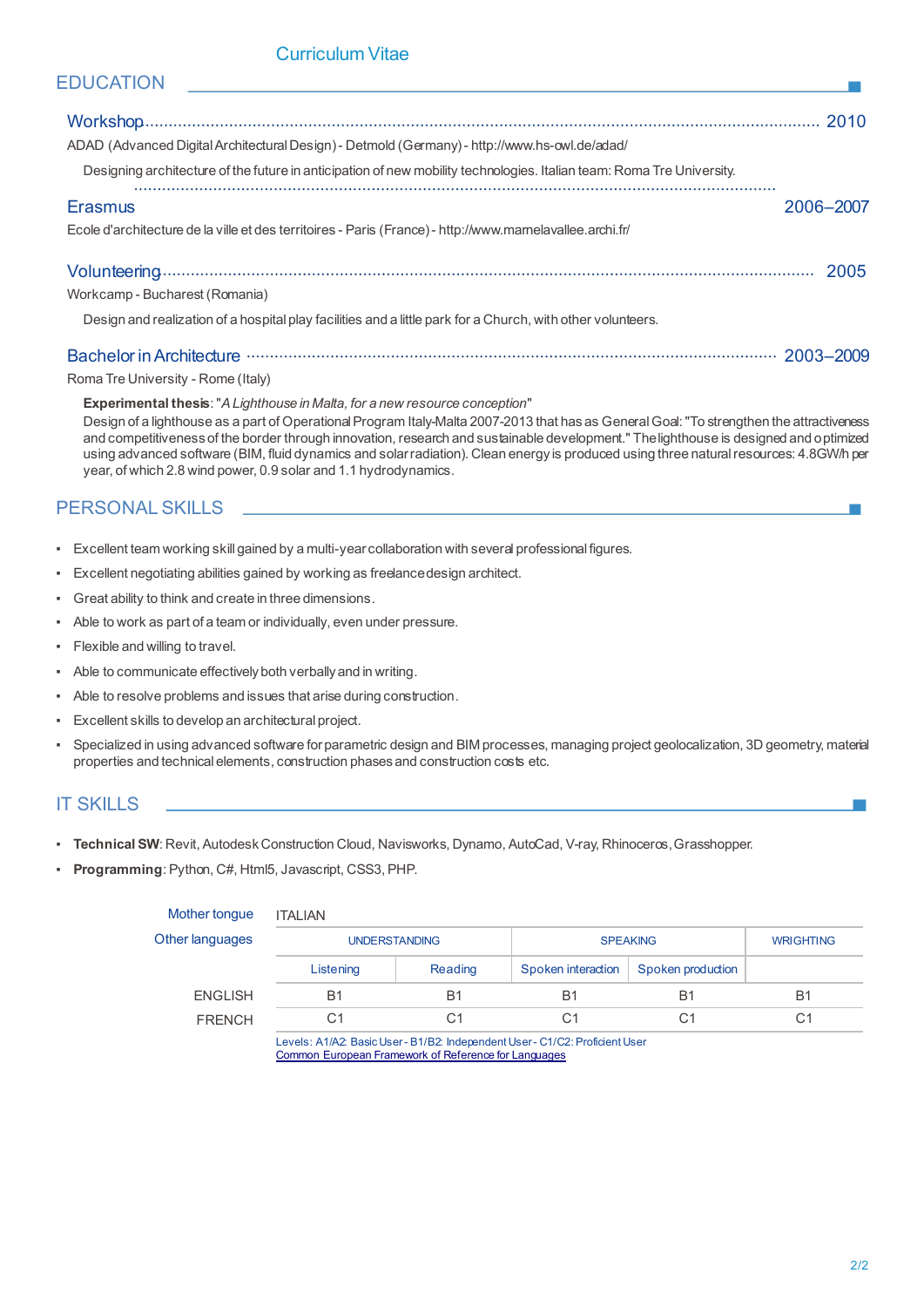Curriculum Vitae

## EDUCATION

### Workshop — 2010

ADAD (Advanced Digital Architectural Design) - Detmold (Germany) - http://www.hs-owl.de/adad/

Designing architecture of the future in anticipation of new mobility technologies. Italian team: Roma Tre University.

### Erasmus — 2006–2007

Ecole d'architecture de la ville et des territoires - Paris (France) - http://www.marnelavallee.archi.fr/

### Volunteering — 2005

Workcamp - Bucharest (Romania)

Design and realization of a hospital play facilities and a little park for a Church, with other volunteers.

### Bachelor in Architecture — 2003–2009

Roma Tre University - Rome (Italy)

**Experimental thesis**: "*A Lighthouse in Malta, for a new resource conception*"
Design of a lighthouse as a part of Operational Program Italy-Malta 2007-2013 that has as General Goal: "To strengthen the attractiveness and competitiveness of the border through innovation, research and sustainable development." The lighthouse is designed and optimized using advanced software (BIM, fluid dynamics and solar radiation). Clean energy is produced using three natural resources: 4.8GW/h per year, of which 2.8 wind power, 0.9 solar and 1.1 hydrodynamics.

## PERSONAL SKILLS

- Excellent team working skill gained by a multi-year collaboration with several professional figures.
- Excellent negotiating abilities gained by working as freelance design architect.
- Great ability to think and create in three dimensions.
- Able to work as part of a team or individually, even under pressure.
- Flexible and willing to travel.
- Able to communicate effectively both verbally and in writing.
- Able to resolve problems and issues that arise during construction.
- Excellent skills to develop an architectural project.
- Specialized in using advanced software for parametric design and BIM processes, managing project geolocalization, 3D geometry, material properties and technical elements, construction phases and construction costs etc.

## IT SKILLS

- **Technical SW**: Revit, Autodesk Construction Cloud, Navisworks, Dynamo, AutoCad, V-ray, Rhinoceros, Grasshopper.
- **Programming**: Python, C#, Html5, Javascript, CSS3, PHP.

Mother tongue: ITALIAN

| Other languages | UNDERSTANDING | | SPEAKING | | WRIGHTING |
|---|---|---|---|---|---|
| | Listening | Reading | Spoken interaction | Spoken production | |
| ENGLISH | B1 | B1 | B1 | B1 | B1 |
| FRENCH | C1 | C1 | C1 | C1 | C1 |

Levels: A1/A2: Basic User - B1/B2: Independent User - C1/C2: Proficient User
Common European Framework of Reference for Languages